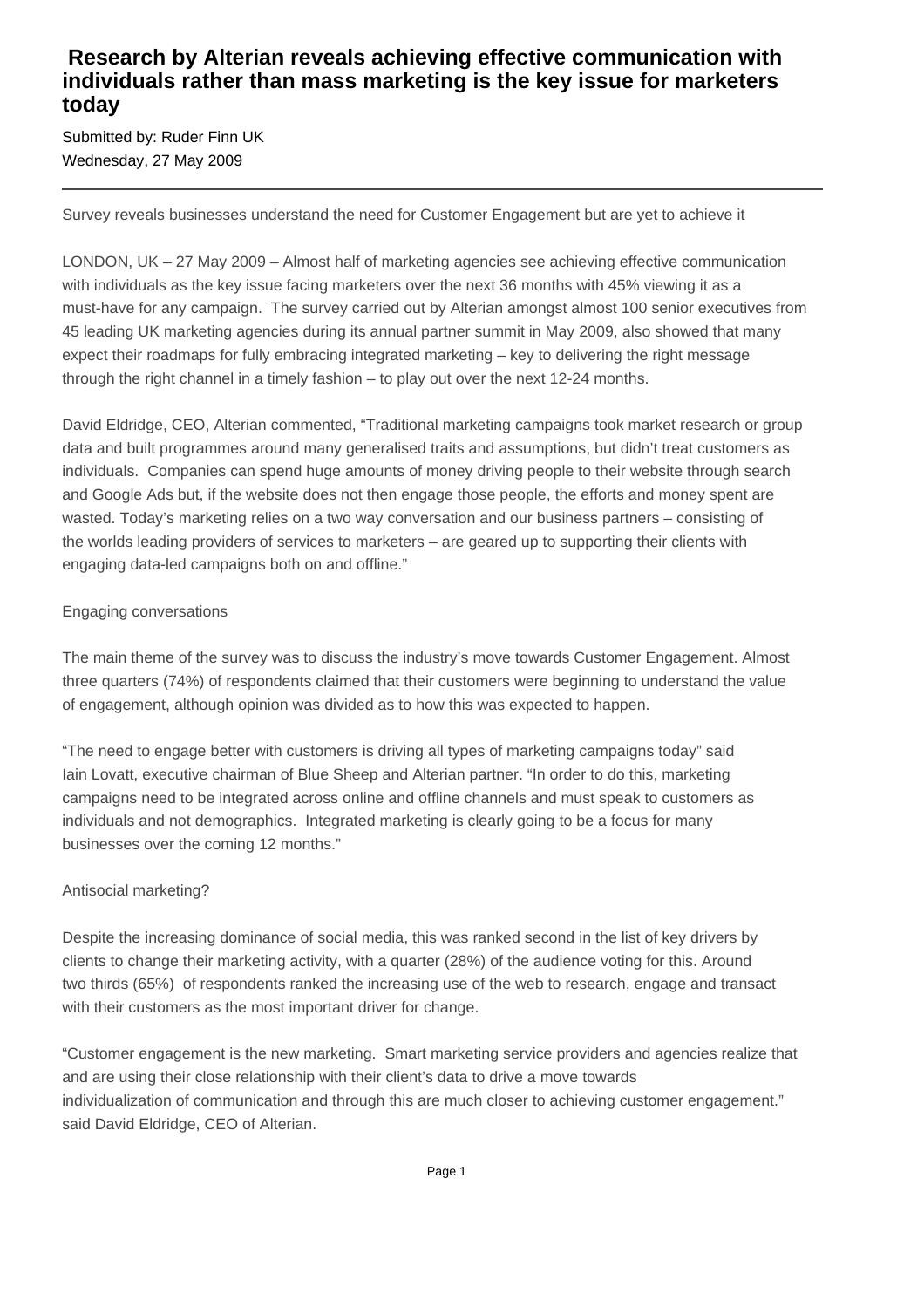# Research by Alterian reveals achieving effective communication with individuals rather than mass marketing is the key issue for marketers today

Submitted by: Ruder Finn UK
Wednesday, 27 May 2009

---

Survey reveals businesses understand the need for Customer Engagement but are yet to achieve it

LONDON, UK – 27 May 2009 – Almost half of marketing agencies see achieving effective communication with individuals as the key issue facing marketers over the next 36 months with 45% viewing it as a must-have for any campaign. The survey carried out by Alterian amongst almost 100 senior executives from 45 leading UK marketing agencies during its annual partner summit in May 2009, also showed that many expect their roadmaps for fully embracing integrated marketing – key to delivering the right message through the right channel in a timely fashion – to play out over the next 12-24 months.

David Eldridge, CEO, Alterian commented, "Traditional marketing campaigns took market research or group data and built programmes around many generalised traits and assumptions, but didn't treat customers as individuals. Companies can spend huge amounts of money driving people to their website through search and Google Ads but, if the website does not then engage those people, the efforts and money spent are wasted. Today's marketing relies on a two way conversation and our business partners – consisting of the worlds leading providers of services to marketers – are geared up to supporting their clients with engaging data-led campaigns both on and offline."

Engaging conversations

The main theme of the survey was to discuss the industry's move towards Customer Engagement. Almost three quarters (74%) of respondents claimed that their customers were beginning to understand the value of engagement, although opinion was divided as to how this was expected to happen.

"The need to engage better with customers is driving all types of marketing campaigns today" said Iain Lovatt, executive chairman of Blue Sheep and Alterian partner. "In order to do this, marketing campaigns need to be integrated across online and offline channels and must speak to customers as individuals and not demographics. Integrated marketing is clearly going to be a focus for many businesses over the coming 12 months."

Antisocial marketing?

Despite the increasing dominance of social media, this was ranked second in the list of key drivers by clients to change their marketing activity, with a quarter (28%) of the audience voting for this. Around two thirds (65%) of respondents ranked the increasing use of the web to research, engage and transact with their customers as the most important driver for change.

"Customer engagement is the new marketing. Smart marketing service providers and agencies realize that and are using their close relationship with their client's data to drive a move towards individualization of communication and through this are much closer to achieving customer engagement." said David Eldridge, CEO of Alterian.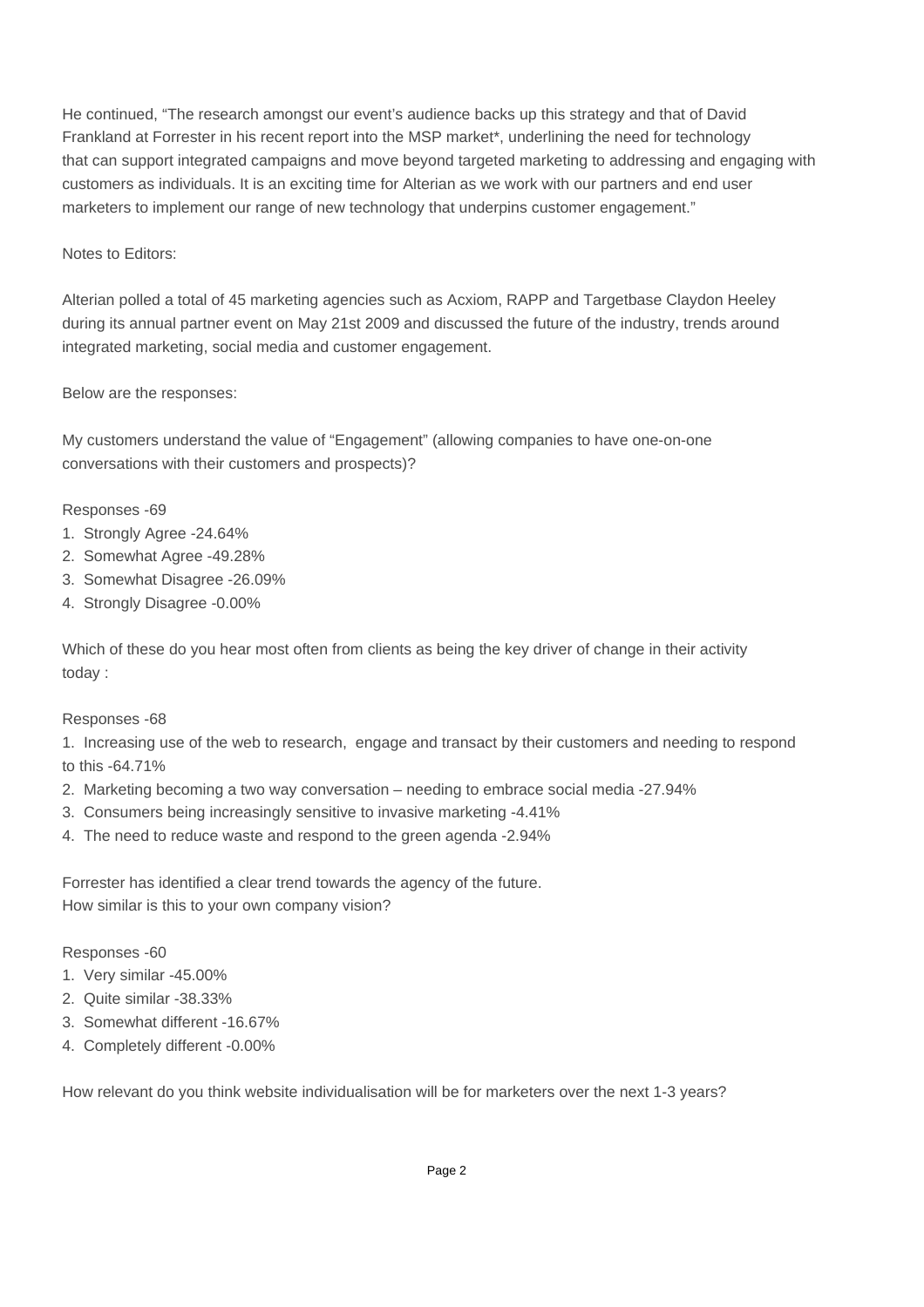He continued, “The research amongst our event’s audience backs up this strategy and that of David Frankland at Forrester in his recent report into the MSP market*, underlining the need for technology that can support integrated campaigns and move beyond targeted marketing to addressing and engaging with customers as individuals. It is an exciting time for Alterian as we work with our partners and end user marketers to implement our range of new technology that underpins customer engagement.”

Notes to Editors:

Alterian polled a total of 45 marketing agencies such as Acxiom, RAPP and Targetbase Claydon Heeley during its annual partner event on May 21st 2009 and discussed the future of the industry, trends around integrated marketing, social media and customer engagement.

Below are the responses:

My customers understand the value of “Engagement” (allowing companies to have one-on-one conversations with their customers and prospects)?

Responses -69

1. Strongly Agree -24.64%
2. Somewhat Agree -49.28%
3. Somewhat Disagree -26.09%
4. Strongly Disagree -0.00%

Which of these do you hear most often from clients as being the key driver of change in their activity today :

Responses -68

1. Increasing use of the web to research, engage and transact by their customers and needing to respond to this -64.71%
2. Marketing becoming a two way conversation – needing to embrace social media -27.94%
3. Consumers being increasingly sensitive to invasive marketing -4.41%
4. The need to reduce waste and respond to the green agenda -2.94%

Forrester has identified a clear trend towards the agency of the future.
How similar is this to your own company vision?

Responses -60

1. Very similar -45.00%
2. Quite similar -38.33%
3. Somewhat different -16.67%
4. Completely different -0.00%

How relevant do you think website individualisation will be for marketers over the next 1-3 years?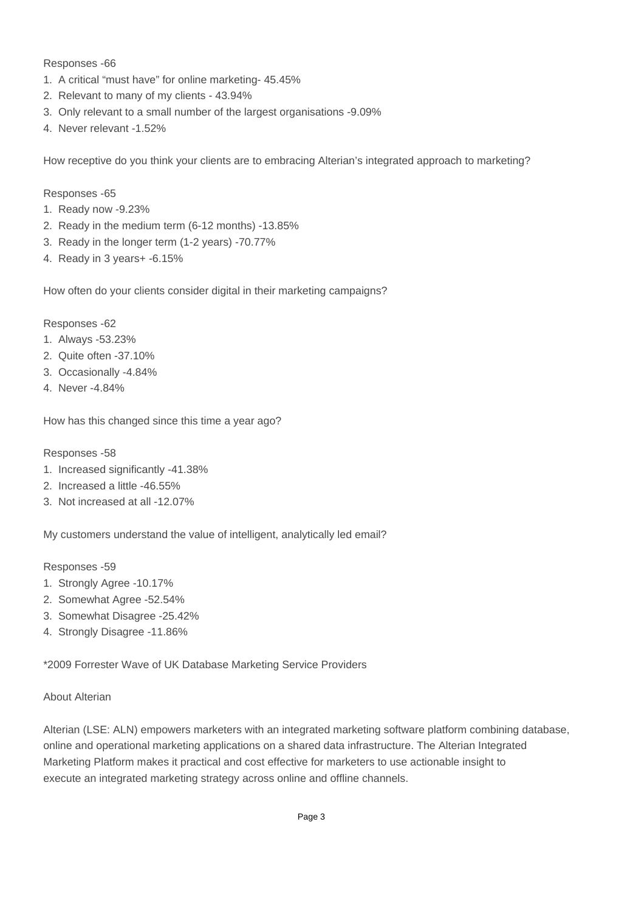Responses -66

1. A critical “must have” for online marketing- 45.45%
2. Relevant to many of my clients - 43.94%
3. Only relevant to a small number of the largest organisations -9.09%
4. Never relevant -1.52%

How receptive do you think your clients are to embracing Alterian’s integrated approach to marketing?

Responses -65

1. Ready now -9.23%
2. Ready in the medium term (6-12 months) -13.85%
3. Ready in the longer term (1-2 years) -70.77%
4. Ready in 3 years+ -6.15%

How often do your clients consider digital in their marketing campaigns?

Responses -62

1. Always -53.23%
2. Quite often -37.10%
3. Occasionally -4.84%
4. Never -4.84%

How has this changed since this time a year ago?

Responses -58

1. Increased significantly -41.38%
2. Increased a little -46.55%
3. Not increased at all -12.07%

My customers understand the value of intelligent, analytically led email?

Responses -59

1. Strongly Agree -10.17%
2. Somewhat Agree -52.54%
3. Somewhat Disagree -25.42%
4. Strongly Disagree -11.86%

*2009 Forrester Wave of UK Database Marketing Service Providers

About Alterian

Alterian (LSE: ALN) empowers marketers with an integrated marketing software platform combining database, online and operational marketing applications on a shared data infrastructure. The Alterian Integrated Marketing Platform makes it practical and cost effective for marketers to use actionable insight to execute an integrated marketing strategy across online and offline channels.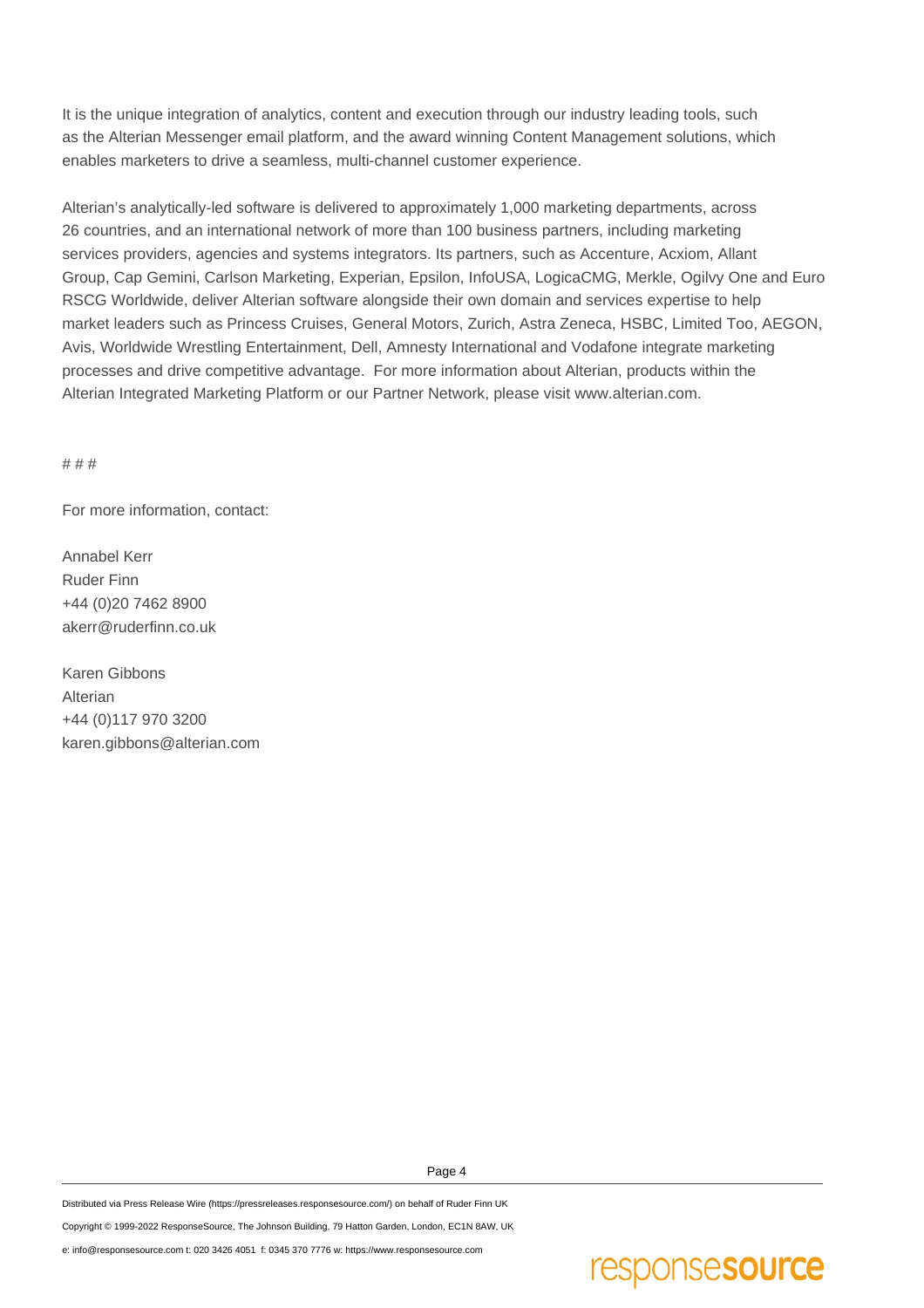It is the unique integration of analytics, content and execution through our industry leading tools, such as the Alterian Messenger email platform, and the award winning Content Management solutions, which enables marketers to drive a seamless, multi-channel customer experience.

Alterian's analytically-led software is delivered to approximately 1,000 marketing departments, across 26 countries, and an international network of more than 100 business partners, including marketing services providers, agencies and systems integrators. Its partners, such as Accenture, Acxiom, Allant Group, Cap Gemini, Carlson Marketing, Experian, Epsilon, InfoUSA, LogicaCMG, Merkle, Ogilvy One and Euro RSCG Worldwide, deliver Alterian software alongside their own domain and services expertise to help market leaders such as Princess Cruises, General Motors, Zurich, Astra Zeneca, HSBC, Limited Too, AEGON, Avis, Worldwide Wrestling Entertainment, Dell, Amnesty International and Vodafone integrate marketing processes and drive competitive advantage. For more information about Alterian, products within the Alterian Integrated Marketing Platform or our Partner Network, please visit www.alterian.com.

# # #

For more information, contact:

Annabel Kerr
Ruder Finn
+44 (0)20 7462 8900
akerr@ruderfinn.co.uk

Karen Gibbons
Alterian
+44 (0)117 970 3200
karen.gibbons@alterian.com

Distributed via Press Release Wire (https://pressreleases.responsesource.com/) on behalf of Ruder Finn UK

Copyright © 1999-2022 ResponseSource, The Johnson Building, 79 Hatton Garden, London, EC1N 8AW, UK

e: info@responsesource.com t: 020 3426 4051 f: 0345 370 7776 w: https://www.responsesource.com